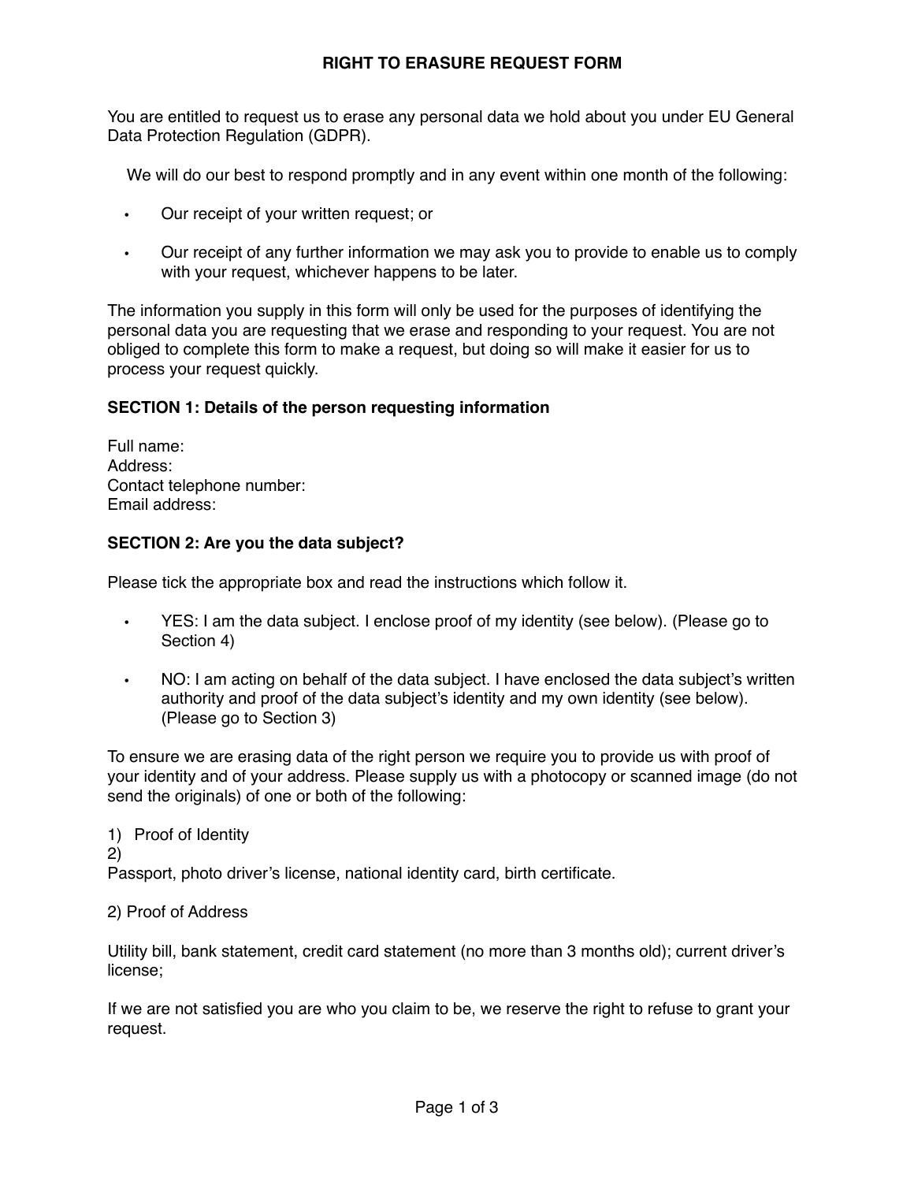# RIGHT TO ERASURE REQUEST FORM

You are entitled to request us to erase any personal data we hold about you under EU General Data Protection Regulation (GDPR).

We will do our best to respond promptly and in any event within one month of the following:

- Our receipt of your written request; or
- Our receipt of any further information we may ask you to provide to enable us to comply with your request, whichever happens to be later.

The information you supply in this form will only be used for the purposes of identifying the personal data you are requesting that we erase and responding to your request. You are not obliged to complete this form to make a request, but doing so will make it easier for us to process your request quickly.

**SECTION 1: Details of the person requesting information**

Full name:
Address:
Contact telephone number:
Email address:

**SECTION 2: Are you the data subject?**

Please tick the appropriate box and read the instructions which follow it.

- YES: I am the data subject. I enclose proof of my identity (see below). (Please go to Section 4)
- NO: I am acting on behalf of the data subject. I have enclosed the data subject's written authority and proof of the data subject's identity and my own identity (see below). (Please go to Section 3)

To ensure we are erasing data of the right person we require you to provide us with proof of your identity and of your address. Please supply us with a photocopy or scanned image (do not send the originals) of one or both of the following:

1) Proof of Identity
2)
Passport, photo driver's license, national identity card, birth certificate.

2) Proof of Address

Utility bill, bank statement, credit card statement (no more than 3 months old); current driver's license;

If we are not satisfied you are who you claim to be, we reserve the right to refuse to grant your request.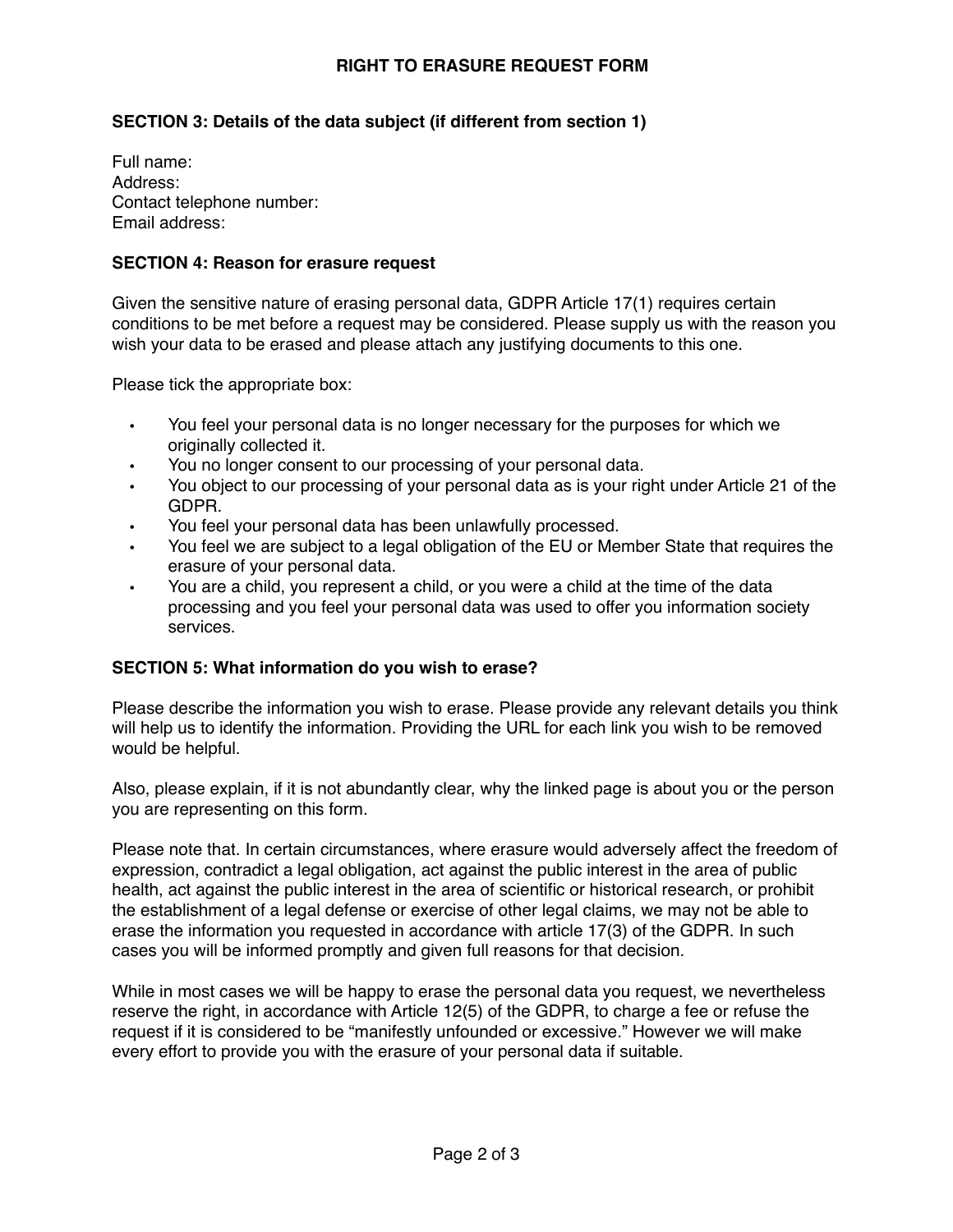**RIGHT TO ERASURE REQUEST FORM**

**SECTION 3: Details of the data subject (if different from section 1)**

Full name:
Address:
Contact telephone number:
Email address:

**SECTION 4: Reason for erasure request**

Given the sensitive nature of erasing personal data, GDPR Article 17(1) requires certain conditions to be met before a request may be considered. Please supply us with the reason you wish your data to be erased and please attach any justifying documents to this one.

Please tick the appropriate box:

- You feel your personal data is no longer necessary for the purposes for which we originally collected it.
- You no longer consent to our processing of your personal data.
- You object to our processing of your personal data as is your right under Article 21 of the GDPR.
- You feel your personal data has been unlawfully processed.
- You feel we are subject to a legal obligation of the EU or Member State that requires the erasure of your personal data.
- You are a child, you represent a child, or you were a child at the time of the data processing and you feel your personal data was used to offer you information society services.

**SECTION 5: What information do you wish to erase?**

Please describe the information you wish to erase. Please provide any relevant details you think will help us to identify the information. Providing the URL for each link you wish to be removed would be helpful.

Also, please explain, if it is not abundantly clear, why the linked page is about you or the person you are representing on this form.

Please note that. In certain circumstances, where erasure would adversely affect the freedom of expression, contradict a legal obligation, act against the public interest in the area of public health, act against the public interest in the area of scientific or historical research, or prohibit the establishment of a legal defense or exercise of other legal claims, we may not be able to erase the information you requested in accordance with article 17(3) of the GDPR. In such cases you will be informed promptly and given full reasons for that decision.

While in most cases we will be happy to erase the personal data you request, we nevertheless reserve the right, in accordance with Article 12(5) of the GDPR, to charge a fee or refuse the request if it is considered to be "manifestly unfounded or excessive." However we will make every effort to provide you with the erasure of your personal data if suitable.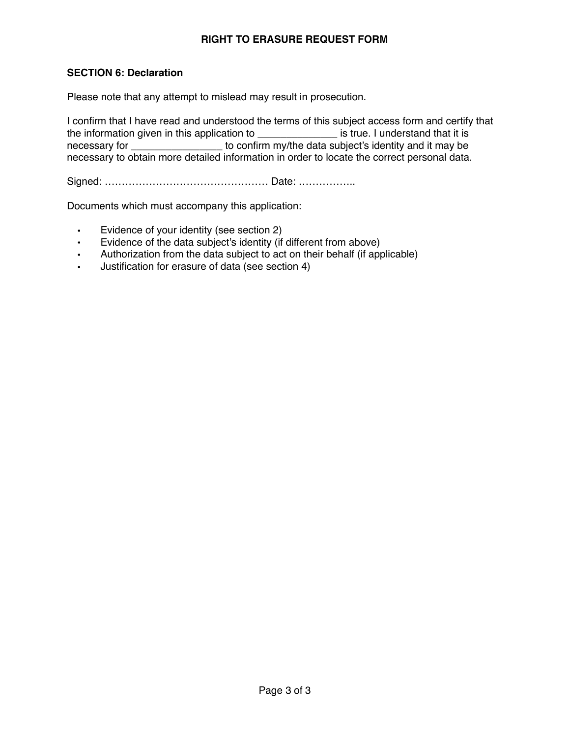# RIGHT TO ERASURE REQUEST FORM

## SECTION 6: Declaration

Please note that any attempt to mislead may result in prosecution.

I confirm that I have read and understood the terms of this subject access form and certify that the information given in this application to ______________ is true. I understand that it is necessary for ________________ to confirm my/the data subject's identity and it may be necessary to obtain more detailed information in order to locate the correct personal data.

Signed: ………………………………………… Date: ……………..

Documents which must accompany this application:

- Evidence of your identity (see section 2)
- Evidence of the data subject's identity (if different from above)
- Authorization from the data subject to act on their behalf (if applicable)
- Justification for erasure of data (see section 4)